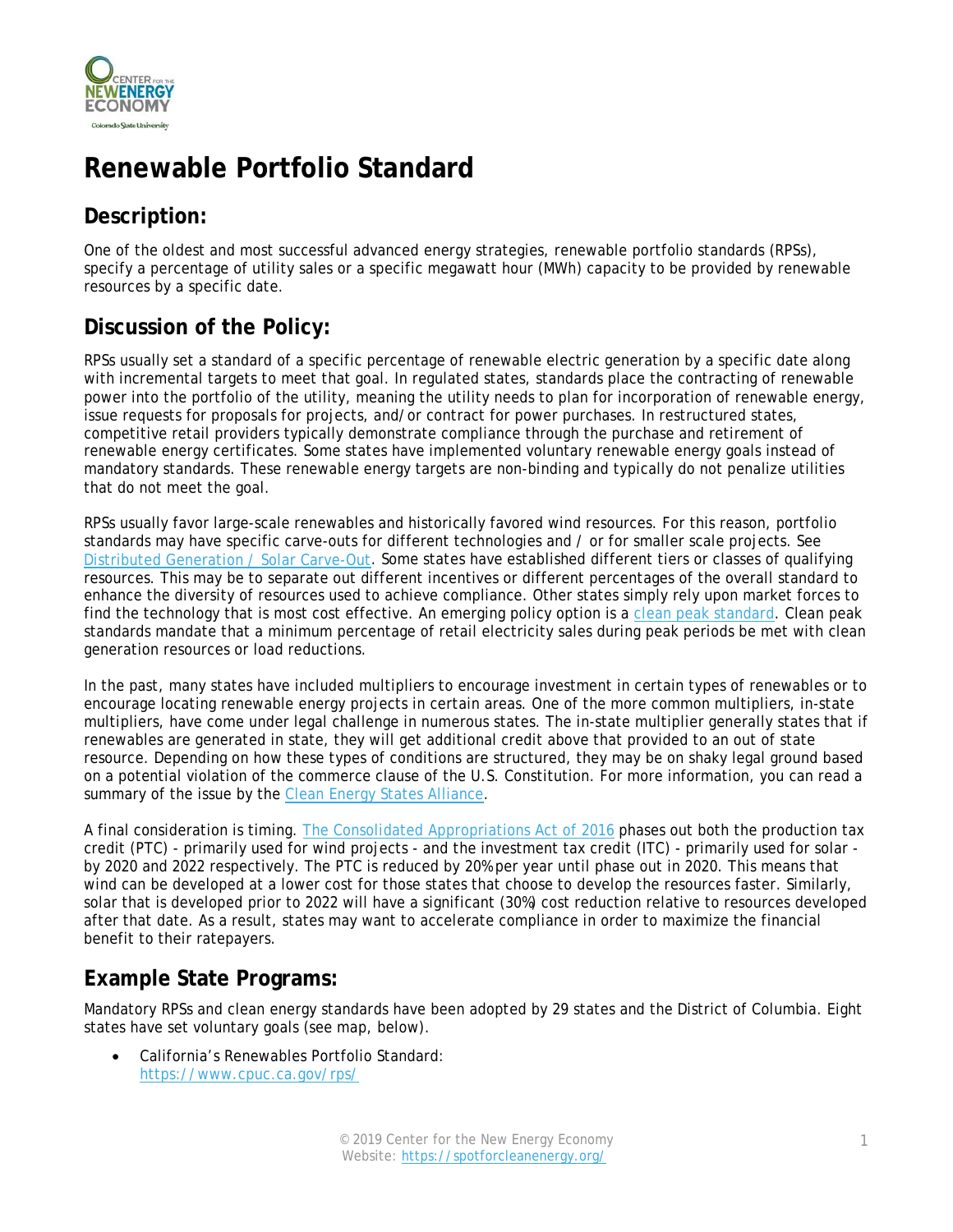# Renewable Portfolio Standard

## Description:

One of the oldest and most successful advanced energy strategies, renewable portfolio standards (RPSs), specify a percentage of utility sales or a specific megawatt hour (MWh) capacity to be provided by renewable resources by a specific date.

## Discussion of the Policy:

RPSs usually set a standard of a specific percentage of renewable electric generation by a specific date along with incremental targets to meet that goal. In regulated states, standards place the contracting of renewable power into the portfolio of the utility, meaning the utility needs to plan for incorporation of renewable energy, issue requests for proposals for projects, and/or contract for power purchases. In restructured states, competitive retail providers typically demonstrate compliance through the purchase and retirement of renewable energy certificates. Some states have implemented voluntary renewable energy goals instead of mandatory standards. These renewable energy targets are non-binding and typically do not penalize utilities that do not meet the goal.

RPSs usually favor large-scale renewables and historically favored wind resources. For this reason, portfolio standards may have specific carve-outs for different technologies and / or for smaller scale projects. See [Distributed Generation / Solar Carve-Out](). Some states have established different tiers or classes of qualifying resources. This may be to separate out different incentives or different percentages of the overall standard to enhance the diversity of resources used to achieve compliance. Other states simply rely upon market forces to find the technology that is most cost effective. An emerging policy option is a [clean peak standard](). Clean peak standards mandate that a minimum percentage of retail electricity sales during peak periods be met with clean generation resources or load reductions.

In the past, many states have included multipliers to encourage investment in certain types of renewables or to encourage locating renewable energy projects in certain areas. One of the more common multipliers, in-state multipliers, have come under legal challenge in numerous states. The in-state multiplier generally states that if renewables are generated in state, they will get additional credit above that provided to an out of state resource. Depending on how these types of conditions are structured, they may be on shaky legal ground based on a potential violation of the commerce clause of the U.S. Constitution. For more information, you can read a summary of the issue by the [Clean Energy States Alliance]().

A final consideration is timing. [The Consolidated Appropriations Act of 2016]() phases out both the production tax credit (PTC) - primarily used for wind projects - and the investment tax credit (ITC) - primarily used for solar - by 2020 and 2022 respectively. The PTC is reduced by 20% per year until phase out in 2020. This means that wind can be developed at a lower cost for those states that choose to develop the resources faster. Similarly, solar that is developed prior to 2022 will have a significant (30%) cost reduction relative to resources developed after that date. As a result, states may want to accelerate compliance in order to maximize the financial benefit to their ratepayers.

## Example State Programs:

Mandatory RPSs and clean energy standards have been adopted by 29 states and the District of Columbia. Eight states have set voluntary goals (see map, below).

- California's Renewables Portfolio Standard: https://www.cpuc.ca.gov/rps/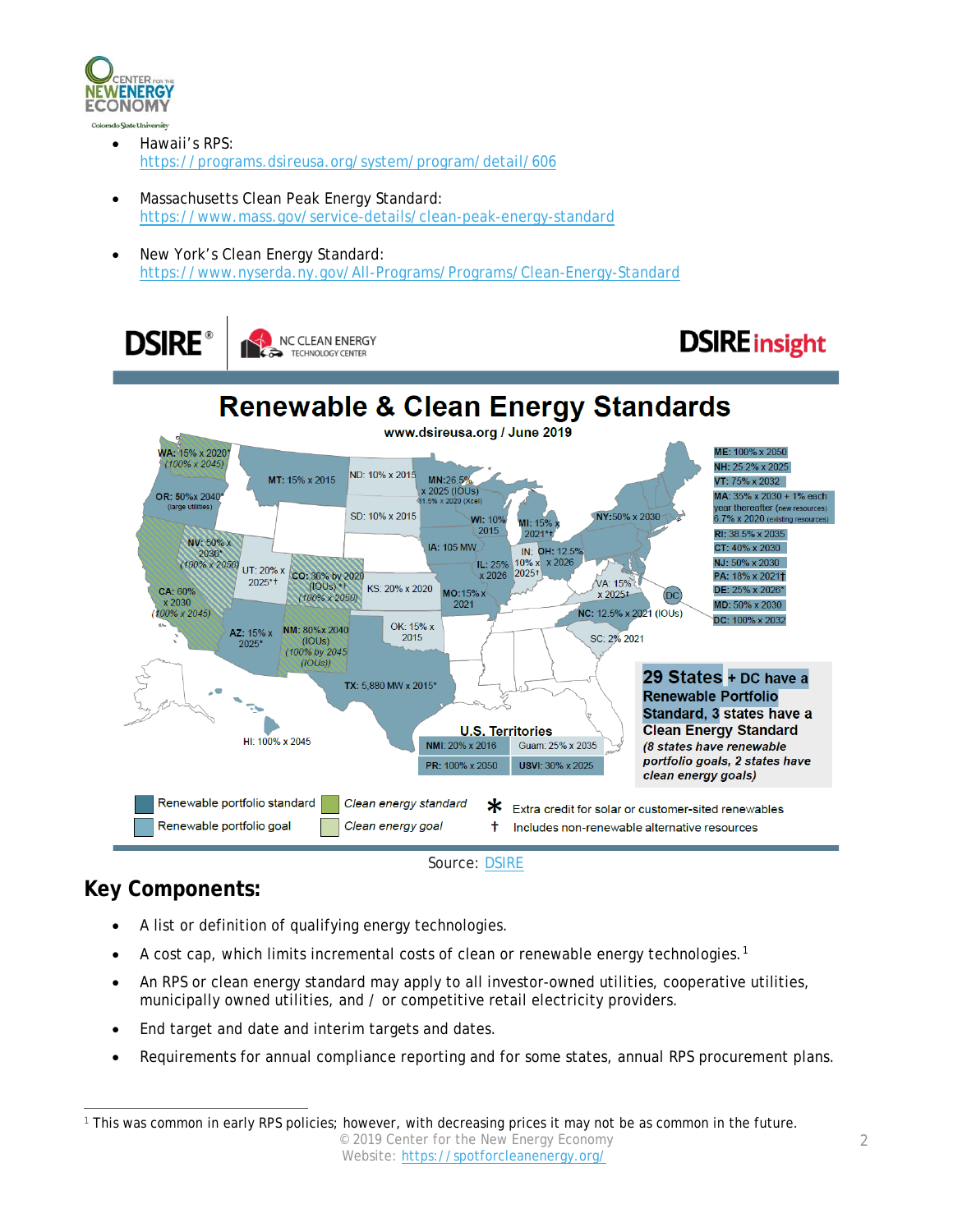- Hawaii's RPS:
  https://programs.dsireusa.org/system/program/detail/606

- Massachusetts Clean Peak Energy Standard:
  https://www.mass.gov/service-details/clean-peak-energy-standard

- New York's Clean Energy Standard:
  https://www.nyserda.ny.gov/All-Programs/Programs/Clean-Energy-Standard

DSIRE® NC CLEAN ENERGY TECHNOLOGY CENTER DSIRE insight

**Renewable & Clean Energy Standards**

www.dsireusa.org / June 2019

WA: 15% x 2020* (100% x 2045)
OR: 50% x 2040* (large utilities)
CA: 60% x 2030 (100% x 2045)
MT: 15% x 2015
NV: 50% x 2030* (100% x 2050)
UT: 20% x 2025*†
AZ: 15% x 2025*
ND: 10% x 2015
SD: 10% x 2015
MN: 26.5% x 2025 (IOUs) 31.5% x 2020 (Xcel)
IA: 105 MW
WI: 10% 2015
MI: 15% x 2021*†
CO: 30% by 2020 (IOUs) *† (100% x 2050)
KS: 20% x 2020
NM: 80% x 2040 (IOUs) (100% by 2045 (IOUs))
OK: 15% x 2015
TX: 5,880 MW x 2015*
MO: 15% x 2021
IL: 25% x 2026
IN: 10% x 2025†
OH: 12.5% x 2026
VA: 15% x 2025†
NC: 12.5% x 2021 (IOUs)
SC: 2% 2021
NY: 50% x 2030
HI: 100% x 2045
ME: 100% x 2050
NH: 25.2% x 2025
VT: 75% x 2032
MA: 35% x 2030 + 1% each year thereafter (new resources) 6.7% x 2020 (existing resources)
RI: 38.5% x 2035
CT: 40% x 2030
NJ: 50% x 2030
PA: 18% x 2021†
DE: 25% x 2026*
MD: 50% x 2030
DC: 100% x 2032

U.S. Territories

| NMI: 20% x 2016 | Guam: 25% x 2035 |
|---|---|
| PR: 100% x 2050 | USVI: 30% x 2025 |

**29 States + DC have a Renewable Portfolio Standard, 3 states have a Clean Energy Standard**
*(8 states have renewable portfolio goals, 2 states have clean energy goals)*

Renewable portfolio standard
Renewable portfolio goal
*Clean energy standard*
*Clean energy goal*
* Extra credit for solar or customer-sited renewables
† Includes non-renewable alternative resources

Source: DSIRE

## Key Components:

- A list or definition of qualifying energy technologies.
- A cost cap, which limits incremental costs of clean or renewable energy technologies.[1]
- An RPS or clean energy standard may apply to all investor-owned utilities, cooperative utilities, municipally owned utilities, and / or competitive retail electricity providers.
- End target and date and interim targets and dates.
- Requirements for annual compliance reporting and for some states, annual RPS procurement plans.

[1] This was common in early RPS policies; however, with decreasing prices it may not be as common in the future.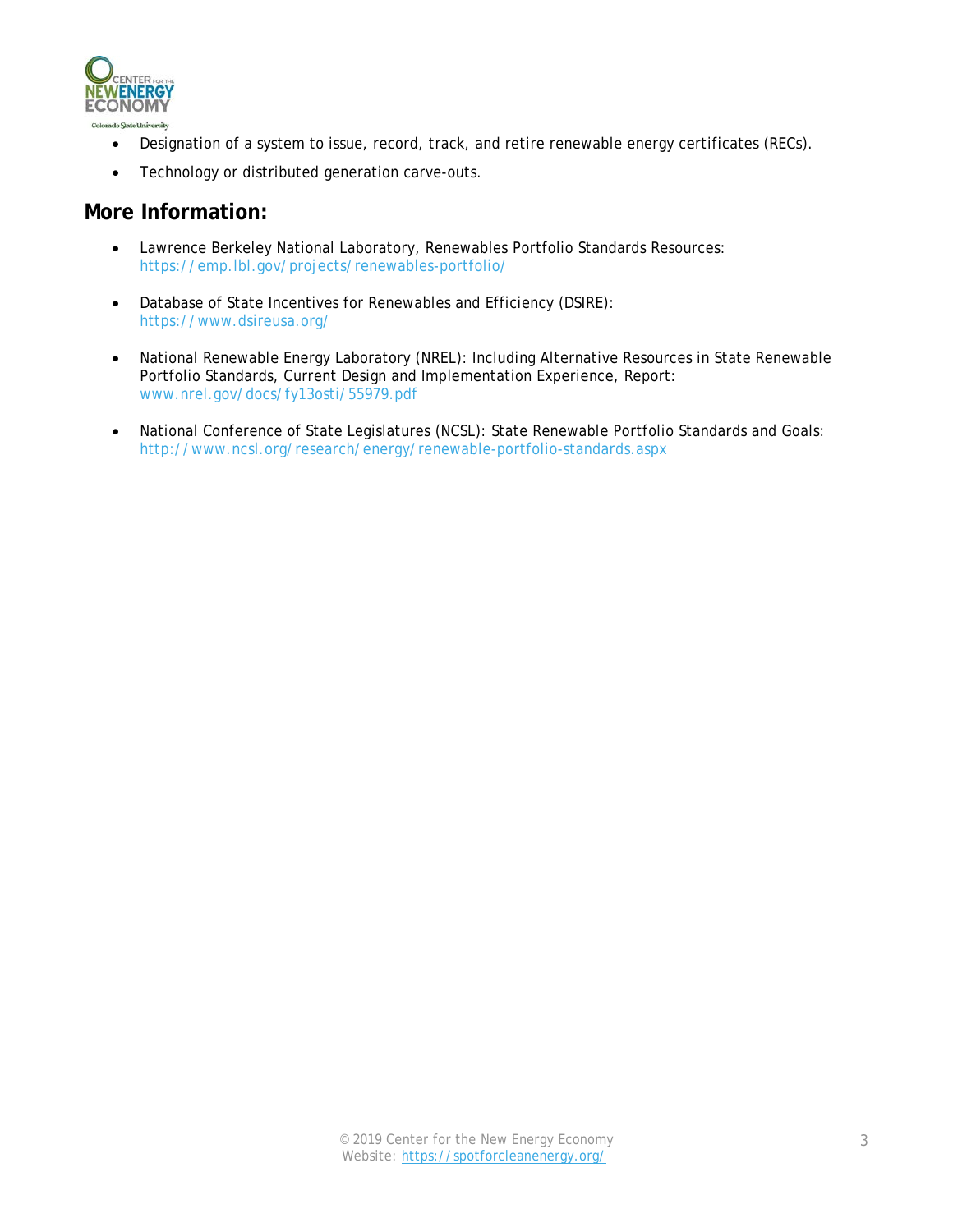- Designation of a system to issue, record, track, and retire renewable energy certificates (RECs).
- Technology or distributed generation carve-outs.

## More Information:

- Lawrence Berkeley National Laboratory, Renewables Portfolio Standards Resources: https://emp.lbl.gov/projects/renewables-portfolio/
- Database of State Incentives for Renewables and Efficiency (DSIRE): https://www.dsireusa.org/
- National Renewable Energy Laboratory (NREL): Including Alternative Resources in State Renewable Portfolio Standards, Current Design and Implementation Experience, Report: www.nrel.gov/docs/fy13osti/55979.pdf
- National Conference of State Legislatures (NCSL): State Renewable Portfolio Standards and Goals: http://www.ncsl.org/research/energy/renewable-portfolio-standards.aspx